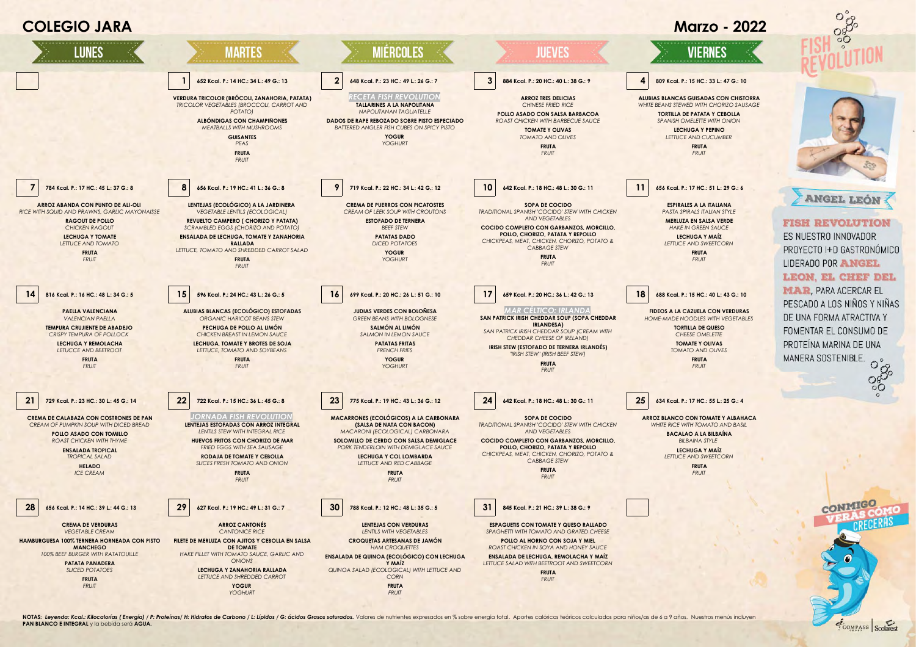# COLEGIO JARA

## Marzo - 2022

| LUNES | MARTES | MIÉRCOLES | JUEVES | VIERNES |
|---|---|---|---|---|
| | **1** 652 Kcal. P.: 14 HC.: 34 L.: 49 G.: 13<br>**VERDURA TRICOLOR (BRÓCOLI, ZANAHORIA, PATATA)**<br>*TRICOLOR VEGETABLES (BROCCOLI, CARROT AND POTATO)*<br>**ALBÓNDIGAS CON CHAMPIÑONES**<br>*MEATBALLS WITH MUSHROOMS*<br>**GUISANTES**<br>*PEAS*<br>**FRUTA**<br>*FRUIT* | **2** 648 Kcal. P.: 23 HC.: 49 L.: 26 G.: 7<br>*RECETA FISH REVOLUTION*<br>**TALLARINES A LA NAPOLITANA**<br>*NAPOLITANAN TAGLIATELLE*<br>**DADOS DE RAPE REBOZADO SOBRE PISTO ESPECIADO**<br>*BATTERED ANGLER FISH CUBES ON SPICY PISTO*<br>**YOGUR**<br>*YOGHURT* | **3** 884 Kcal. P.: 20 HC.: 40 L.: 38 G.: 9<br>**ARROZ TRES DELICIAS**<br>*CHINESE FRIED RICE*<br>**POLLO ASADO CON SALSA BARBACOA**<br>*ROAST CHICKEN WITH BARBECUE SAUCE*<br>**TOMATE Y OLIVAS**<br>*TOMATO AND OLIVES*<br>**FRUTA**<br>*FRUIT* | **4** 809 Kcal. P.: 15 HC.: 33 L.: 47 G.: 10<br>**ALUBIAS BLANCAS GUISADAS CON CHISTORRA**<br>*WHITE BEANS STEWED WITH CHORIZO SAUSAGE*<br>**TORTILLA DE PATATA Y CEBOLLA**<br>*SPANISH OMELETTE WITH ONION*<br>**LECHUGA Y PEPINO**<br>*LETTUCE AND CUCUMBER*<br>**FRUTA**<br>*FRUIT* |
| **7** 784 Kcal. P.: 17 HC.: 45 L.: 37 G.: 8<br>**ARROZ ABANDA CON PUNTO DE ALI-OLI**<br>*RICE WITH SQUID AND PRAWNS, GARLIC MAYONAISSE*<br>**RAGOUT DE POLLO**<br>*CHICKEN RAGOUT*<br>**LECHUGA Y TOMATE**<br>*LETTUCE AND TOMATO*<br>**FRUTA**<br>*FRUIT* | **8** 656 Kcal. P.: 19 HC.: 41 L.: 36 G.: 8<br>**LENTEJAS (ECOLÓGICO) A LA JARDINERA**<br>*VEGETABLE LENTILS (ECOLOGICAL)*<br>**REVUELTO CAMPERO ( CHORIZO Y PATATA)**<br>*SCRAMBLED EGGS (CHORIZO AND POTATO)*<br>**ENSALADA DE LECHUGA, TOMATE Y ZANAHORIA RALLADA**<br>*LETTUCE, TOMATO AND SHREDDED CARROT SALAD*<br>**FRUTA**<br>*FRUIT* | **9** 719 Kcal. P.: 22 HC.: 34 L.: 42 G.: 12<br>**CREMA DE PUERROS CON PICATOSTES**<br>*CREAM OF LEEK SOUP WITH CROUTONS*<br>**ESTOFADO DE TERNERA**<br>*BEEF STEW*<br>**PATATAS DADO**<br>*DICED POTATOES*<br>**YOGUR**<br>*YOGHURT* | **10** 642 Kcal. P.: 18 HC.: 48 L.: 30 G.: 11<br>**SOPA DE COCIDO**<br>*TRADITIONAL SPANISH 'COCIDO' STEW WITH CHICKEN AND VEGETABLES*<br>**COCIDO COMPLETO CON GARBANZOS, MORCILLO, POLLO, CHORIZO, PATATA Y REPOLLO**<br>*CHICKPEAS, MEAT, CHICKEN, CHORIZO, POTATO & CABBAGE STEW*<br>**FRUTA**<br>*FRUIT* | **11** 656 Kcal. P.: 17 HC.: 51 L.: 29 G.: 6<br>**ESPIRALES A LA ITALIANA**<br>*PASTA SPIRALS ITALIAN STYLE*<br>**MERLUZA EN SALSA VERDE**<br>*HAKE IN GREEN SAUCE*<br>**LECHUGA Y MAÍZ**<br>*LETTUCE AND SWEETCORN*<br>**FRUTA**<br>*FRUIT* |
| **14** 816 Kcal. P.: 16 HC.: 48 L.: 34 G.: 5<br>**PAELLA VALENCIANA**<br>*VALENCIAN PAELLA*<br>**TEMPURA CRUJIENTE DE ABADEJO**<br>*CRISPY TEMPURA OF POLLOCK*<br>**LECHUGA Y REMOLACHA**<br>*LETUCCE AND BEETROOT*<br>**FRUTA**<br>*FRUIT* | **15** 596 Kcal. P.: 24 HC.: 43 L.: 26 G.: 5<br>**ALUBIAS BLANCAS (ECOLÓGICO) ESTOFADAS**<br>*ORGANIC HARICOT BEANS STEW*<br>**PECHUGA DE POLLO AL LIMÓN**<br>*CHICKEN BREAST IN LEMON SAUCE*<br>**LECHUGA, TOMATE Y BROTES DE SOJA**<br>*LETTUCE, TOMATO AND SOYBEANS*<br>**FRUTA**<br>*FRUIT* | **16** 699 Kcal. P.: 20 HC.: 26 L.: 51 G.: 10<br>**JUDIAS VERDES CON BOLOÑESA**<br>*GREEN BEANS WITH BOLOGNESE*<br>**SALMÓN AL LIMÓN**<br>*SALMON IN LEMON SAUCE*<br>**PATATAS FRITAS**<br>*FRENCH FRIES*<br>**YOGUR**<br>*YOGHURT* | **17** 659 Kcal. P.: 20 HC.: 36 L.: 42 G.: 13<br>*MAR CÉLTICO: IRLANDA*<br>**SAN PATRICK IRISH CHEDDAR SOUP (SOPA CHEDDAR IRLANDESA)**<br>*SAN PATRICK IRISH CHEDDAR SOUP (CREAM WITH CHEDDAR CHEESE OF IRELAND)*<br>**IRISH STEW (ESTOFADO DE TERNERA IRLANDÉS)**<br>*"IRISH STEW" (IRISH BEEF STEW)*<br>**FRUTA**<br>*FRUIT* | **18** 688 Kcal. P.: 15 HC.: 40 L.: 43 G.: 10<br>**FIDEOS A LA CAZUELA CON VERDURAS**<br>*HOME-MADE NOODLES WITH VEGETABLES*<br>**TORTILLA DE QUESO**<br>*CHEESE OMELETTE*<br>**TOMATE Y OLIVAS**<br>*TOMATO AND OLIVES*<br>**FRUTA**<br>*FRUIT* |
| **21** 729 Kcal. P.: 23 HC.: 30 L.: 45 G.: 14<br>**CREMA DE CALABAZA CON COSTRONES DE PAN**<br>*CREAM OF PUMPKIN SOUP WITH DICED BREAD*<br>**POLLO ASADO CON TOMILLO**<br>*ROAST CHICKEN WITH THYME*<br>**ENSALADA TROPICAL**<br>*TROPICAL SALAD*<br>**HELADO**<br>*ICE CREAM* | **22** 722 Kcal. P.: 15 HC.: 36 L.: 45 G.: 8<br>*JORNADA FISH REVOLUTION*<br>**LENTEJAS ESTOFADAS CON ARROZ INTEGRAL**<br>*LENTILS STEW WITH INTEGRAL RICE*<br>**HUEVOS FRITOS CON CHORIZO DE MAR**<br>*FRIED EGGS WITH SEA SAUSAGE*<br>**RODAJA DE TOMATE Y CEBOLLA**<br>*SLICES FRESH TOMATO AND ONION*<br>**FRUTA**<br>*FRUIT* | **23** 775 Kcal. P.: 19 HC.: 43 L.: 36 G.: 12<br>**MACARRONES (ECOLÓGICOS) A LA CARBONARA (SALSA DE NATA CON BACON)**<br>*MACARONI (ECOLOGICAL) CARBONARA*<br>**SOLOMILLO DE CERDO CON SALSA DEMIGLACE**<br>*PORK TENDERLOIN WITH DEMIGLACE SAUCE*<br>**LECHUGA Y COL LOMBARDA**<br>*LETTUCE AND RED CABBAGE*<br>**FRUTA**<br>*FRUIT* | **24** 642 Kcal. P.: 18 HC.: 48 L.: 30 G.: 11<br>**SOPA DE COCIDO**<br>*TRADITIONAL SPANISH 'COCIDO' STEW WITH CHICKEN AND VEGETABLES*<br>**COCIDO COMPLETO CON GARBANZOS, MORCILLO, POLLO, CHORIZO, PATATA Y REPOLLO**<br>*CHICKPEAS, MEAT, CHICKEN, CHORIZO, POTATO & CABBAGE STEW*<br>**FRUTA**<br>*FRUIT* | **25** 634 Kcal. P.: 17 HC.: 55 L.: 25 G.: 4<br>**ARROZ BLANCO CON TOMATE Y ALBAHACA**<br>*WHITE RICE WITH TOMATO AND BASIL*<br>**BACALAO A LA BILBAÍNA**<br>*BILBAINA STYLE*<br>**LECHUGA Y MAÍZ**<br>*LETTUCE AND SWEETCORN*<br>**FRUTA**<br>*FRUIT* |
| **28** 656 Kcal. P.: 14 HC.: 39 L.: 44 G.: 13<br>**CREMA DE VERDURAS**<br>*VEGETABLE CREAM*<br>**HAMBURGUESA 100% TERNERA HORNEADA CON PISTO MANCHEGO**<br>*100% BEEF BURGER WITH RATATOUILLE*<br>**PATATA PANADERA**<br>*SLICED POTATOES*<br>**FRUTA**<br>*FRUIT* | **29** 627 Kcal. P.: 19 HC.: 41 L.: 31 G.: 7<br>**ARROZ CANTONÉS**<br>*CANTONICE RICE*<br>**FILETE DE MERLUZA CON AJITOS Y CEBOLLA EN SALSA DE TOMATE**<br>*HAKE FILLET WITH TOMATO SAUCE, GARLIC AND ONIONS*<br>**LECHUGA Y ZANAHORIA RALLADA**<br>*LETTUCE AND SHREDDED CARROT*<br>**YOGUR**<br>*YOGHURT* | **30** 788 Kcal. P.: 12 HC.: 48 L.: 35 G.: 5<br>**LENTEJAS CON VERDURAS**<br>*LENTILS WITH VEGETABLES*<br>**CROQUETAS ARTESANAS DE JAMÓN**<br>*HAM CROQUETTES*<br>**ENSALADA DE QUINOA (ECOLÓGICA) CON LECHUGA Y MAÍZ**<br>*QUINOA SALAD (ECOLOGICAL) WITH LETTUCE AND CORN*<br>**FRUTA**<br>*FRUIT* | **31** 845 Kcal. P.: 21 HC.: 39 L.: 38 G.: 9<br>**ESPAGUETIS CON TOMATE Y QUESO RALLADO**<br>*SPAGHETTI WITH TOMATO AND GRATED CHEESE*<br>**POLLO AL HORNO CON SOJA Y MIEL**<br>*ROAST CHICKEN IN SOYA AND HONEY SAUCE*<br>**ENSALADA DE LECHUGA, REMOLACHA Y MAÍZ**<br>*LETTUCE SALAD WITH BEETROOT AND SWEETCORN*<br>**FRUTA**<br>*FRUIT* | |

FISH REVOLUTION

ANGEL LEÓN

**FISH REVOLUTION** ES NUESTRO INNOVADOR PROYECTO I+D GASTRONÓMICO LIDERADO POR **ANGEL LEON, EL CHEF DEL MAR**, PARA ACERCAR EL PESCADO A LOS NIÑOS Y NIÑAS DE UNA FORMA ATRACTIVA Y FOMENTAR EL CONSUMO DE PROTEÍNA MARINA DE UNA MANERA SOSTENIBLE.

CONMIGO VERÁS CÓMO CRECERÁS

**NOTAS:** ***Leyenda: Kcal.: Kilocalorías ( Energía) / P: Proteínas/ H: Hidratos de Carbono / L: Lípidos / G: ácidos Grasos saturados.*** Valores de nutrientes expresados en % sobre energía total. Aportes calóricos teóricos calculados para niños/as de 6 a 9 años. Nuestros menús incluyen **PAN BLANCO E INTEGRAL** y la bebida será **AGUA.**

COMPASS | Scolarest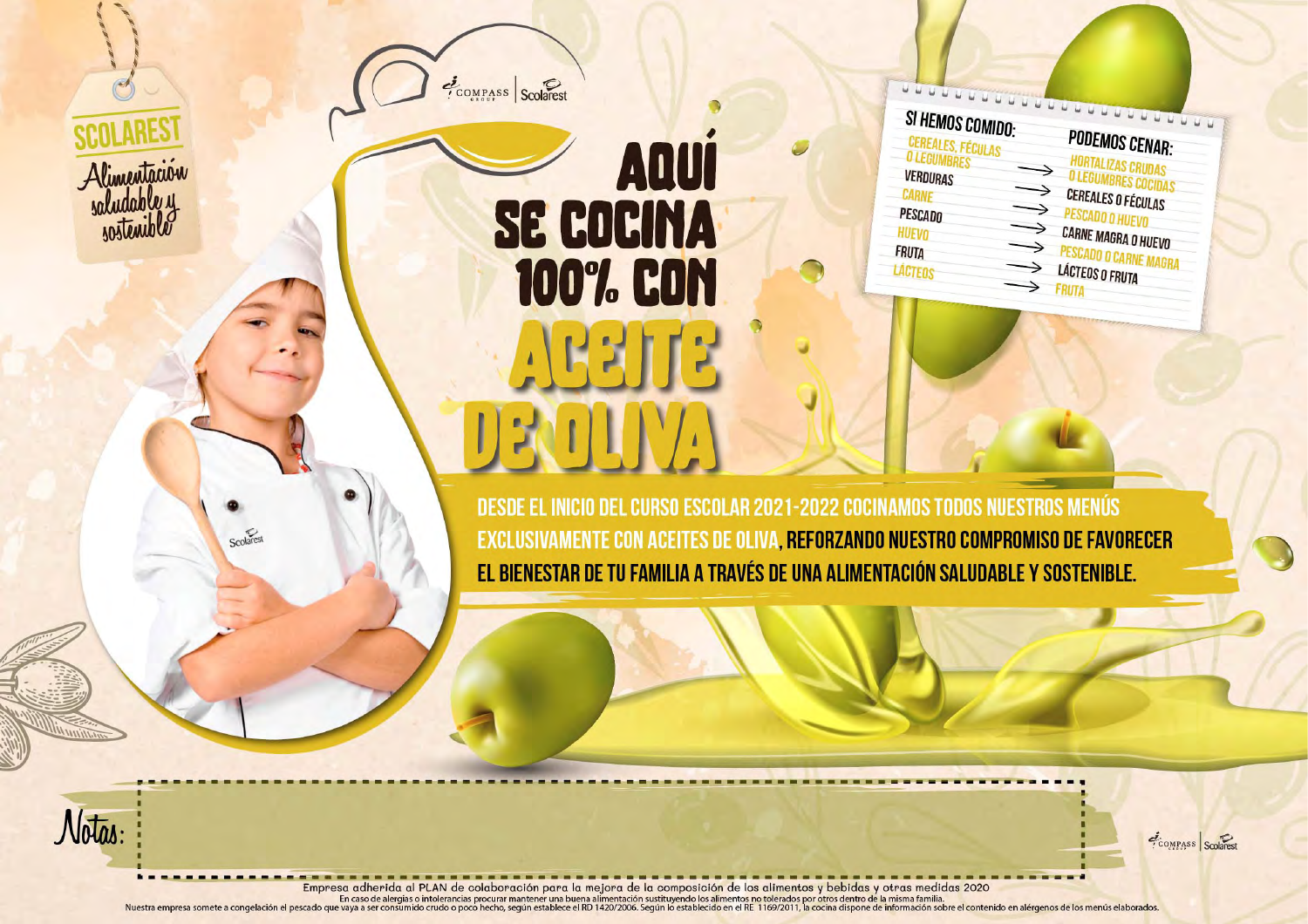SCOLAREST

*Alimentación saludable y sostenible*

COMPASS GROUP | Scolarest

# AQUÍ SE COCINA 100% CON ACEITE DE OLIVA

| SI HEMOS COMIDO: | | PODEMOS CENAR: |
|---|---|---|
| CEREALES, FÉCULAS O LEGUMBRES | → | HORTALIZAS CRUDAS O LEGUMBRES COCIDAS |
| VERDURAS | → | CEREALES O FÉCULAS |
| CARNE | → | PESCADO O HUEVO |
| PESCADO | → | CARNE MAGRA O HUEVO |
| HUEVO | → | PESCADO O CARNE MAGRA |
| FRUTA | → | LÁCTEOS O FRUTA |
| LÁCTEOS | → | FRUTA |

**DESDE EL INICIO DEL CURSO ESCOLAR 2021-2022 COCINAMOS TODOS NUESTROS MENÚS EXCLUSIVAMENTE CON ACEITES DE OLIVA, REFORZANDO NUESTRO COMPROMISO DE FAVORECER EL BIENESTAR DE TU FAMILIA A TRAVÉS DE UNA ALIMENTACIÓN SALUDABLE Y SOSTENIBLE.**

Notas:

Empresa adherida al PLAN de colaboración para la mejora de la composición de los alimentos y bebidas y otras medidas 2020

En caso de alergias o intolerancias procurar mantener una buena alimentación sustituyendo los alimentos no tolerados por otros dentro de la misma familia.

Nuestra empresa somete a congelación el pescado que vaya a ser consumido crudo o poco hecho, según establece el RD 1420/2006. Según lo establecido en el RE 1169/2011, la cocina dispone de información sobre el contenido en alérgenos de los menús elaborados.